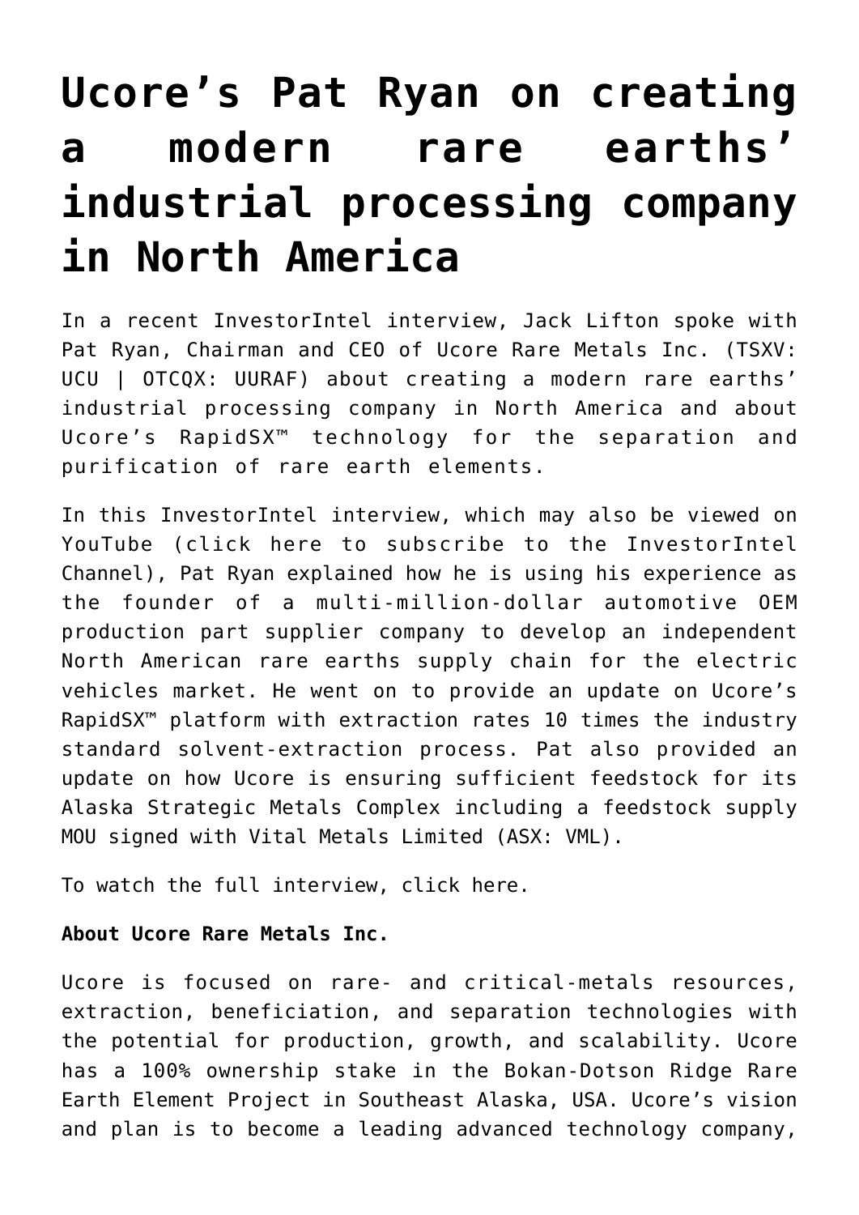# Ucore's Pat Ryan on creating a modern rare earths' industrial processing company in North America

In a recent InvestorIntel interview, Jack Lifton spoke with Pat Ryan, Chairman and CEO of Ucore Rare Metals Inc. (TSXV: UCU | OTCQX: UURAF) about creating a modern rare earths' industrial processing company in North America and about Ucore's RapidSX™ technology for the separation and purification of rare earth elements.

In this InvestorIntel interview, which may also be viewed on YouTube (click here to subscribe to the InvestorIntel Channel), Pat Ryan explained how he is using his experience as the founder of a multi-million-dollar automotive OEM production part supplier company to develop an independent North American rare earths supply chain for the electric vehicles market. He went on to provide an update on Ucore's RapidSX™ platform with extraction rates 10 times the industry standard solvent-extraction process. Pat also provided an update on how Ucore is ensuring sufficient feedstock for its Alaska Strategic Metals Complex including a feedstock supply MOU signed with Vital Metals Limited (ASX: VML).

To watch the full interview, click here.

**About Ucore Rare Metals Inc.**

Ucore is focused on rare- and critical-metals resources, extraction, beneficiation, and separation technologies with the potential for production, growth, and scalability. Ucore has a 100% ownership stake in the Bokan-Dotson Ridge Rare Earth Element Project in Southeast Alaska, USA. Ucore's vision and plan is to become a leading advanced technology company,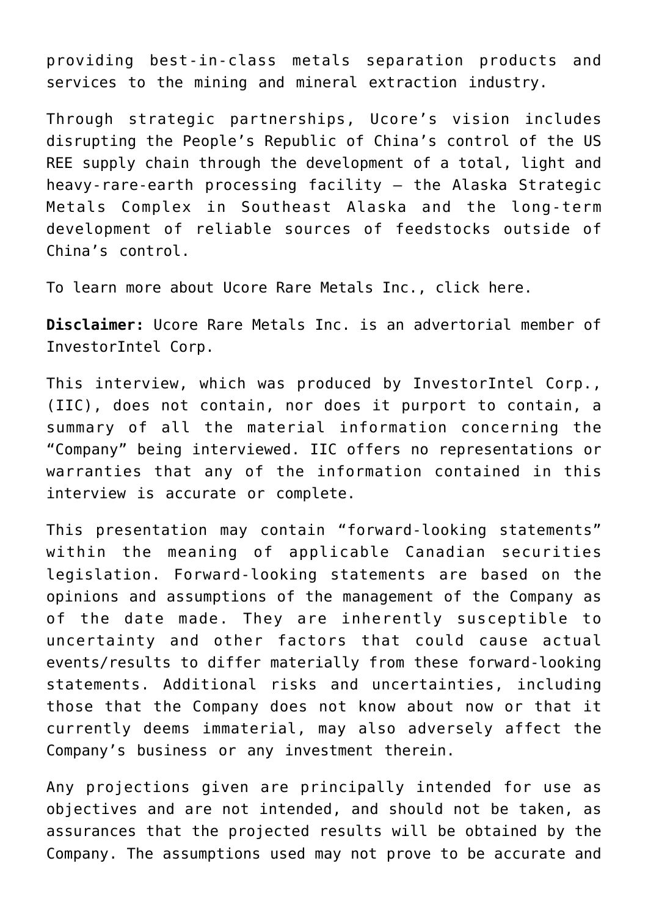providing best-in-class metals separation products and services to the mining and mineral extraction industry.

Through strategic partnerships, Ucore's vision includes disrupting the People's Republic of China's control of the US REE supply chain through the development of a total, light and heavy-rare-earth processing facility – the Alaska Strategic Metals Complex in Southeast Alaska and the long-term development of reliable sources of feedstocks outside of China's control.

To learn more about Ucore Rare Metals Inc., click here.

**Disclaimer:** Ucore Rare Metals Inc. is an advertorial member of InvestorIntel Corp.

This interview, which was produced by InvestorIntel Corp., (IIC), does not contain, nor does it purport to contain, a summary of all the material information concerning the "Company" being interviewed. IIC offers no representations or warranties that any of the information contained in this interview is accurate or complete.

This presentation may contain "forward-looking statements" within the meaning of applicable Canadian securities legislation. Forward-looking statements are based on the opinions and assumptions of the management of the Company as of the date made. They are inherently susceptible to uncertainty and other factors that could cause actual events/results to differ materially from these forward-looking statements. Additional risks and uncertainties, including those that the Company does not know about now or that it currently deems immaterial, may also adversely affect the Company's business or any investment therein.

Any projections given are principally intended for use as objectives and are not intended, and should not be taken, as assurances that the projected results will be obtained by the Company. The assumptions used may not prove to be accurate and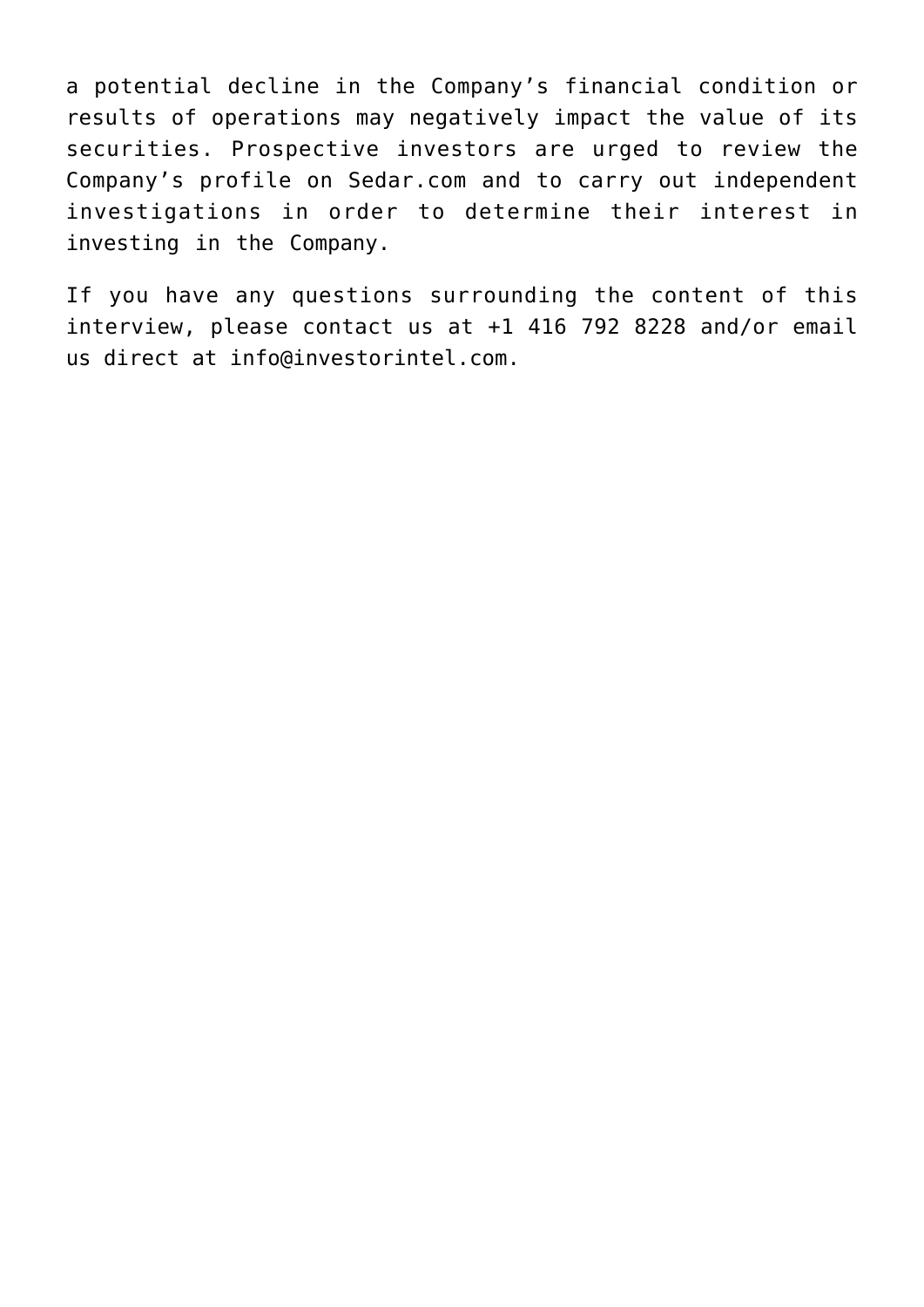a potential decline in the Company's financial condition or results of operations may negatively impact the value of its securities. Prospective investors are urged to review the Company's profile on Sedar.com and to carry out independent investigations in order to determine their interest in investing in the Company.

If you have any questions surrounding the content of this interview, please contact us at +1 416 792 8228 and/or email us direct at info@investorintel.com.